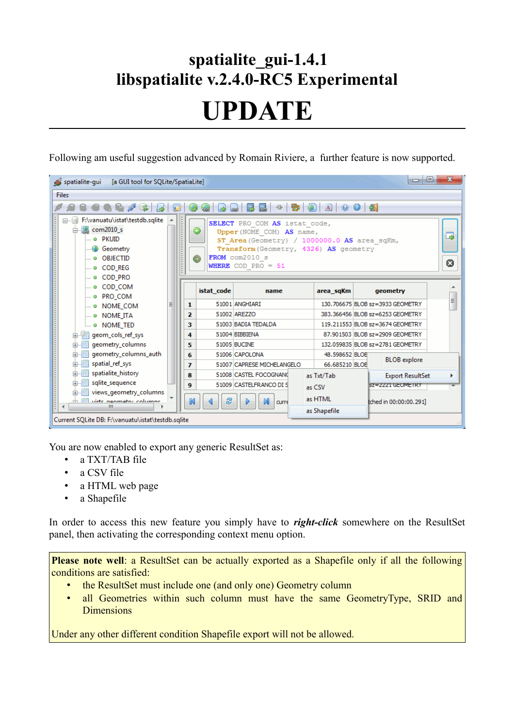# spatialite_gui-1.4.1
# libspatialite v.2.4.0-RC5 Experimental

# UPDATE

Following am useful suggestion advanced by Romain Riviere, a further feature is now supported.

You are now enabled to export any generic ResultSet as:

- a TXT/TAB file
- a CSV file
- a HTML web page
- a Shapefile

In order to access this new feature you simply have to ***right-click*** somewhere on the ResultSet panel, then activating the corresponding context menu option.

**Please note well**: a ResultSet can be actually exported as a Shapefile only if all the following conditions are satisfied:

- the ResultSet must include one (and only one) Geometry column
- all Geometries within such column must have the same GeometryType, SRID and Dimensions

Under any other different condition Shapefile export will not be allowed.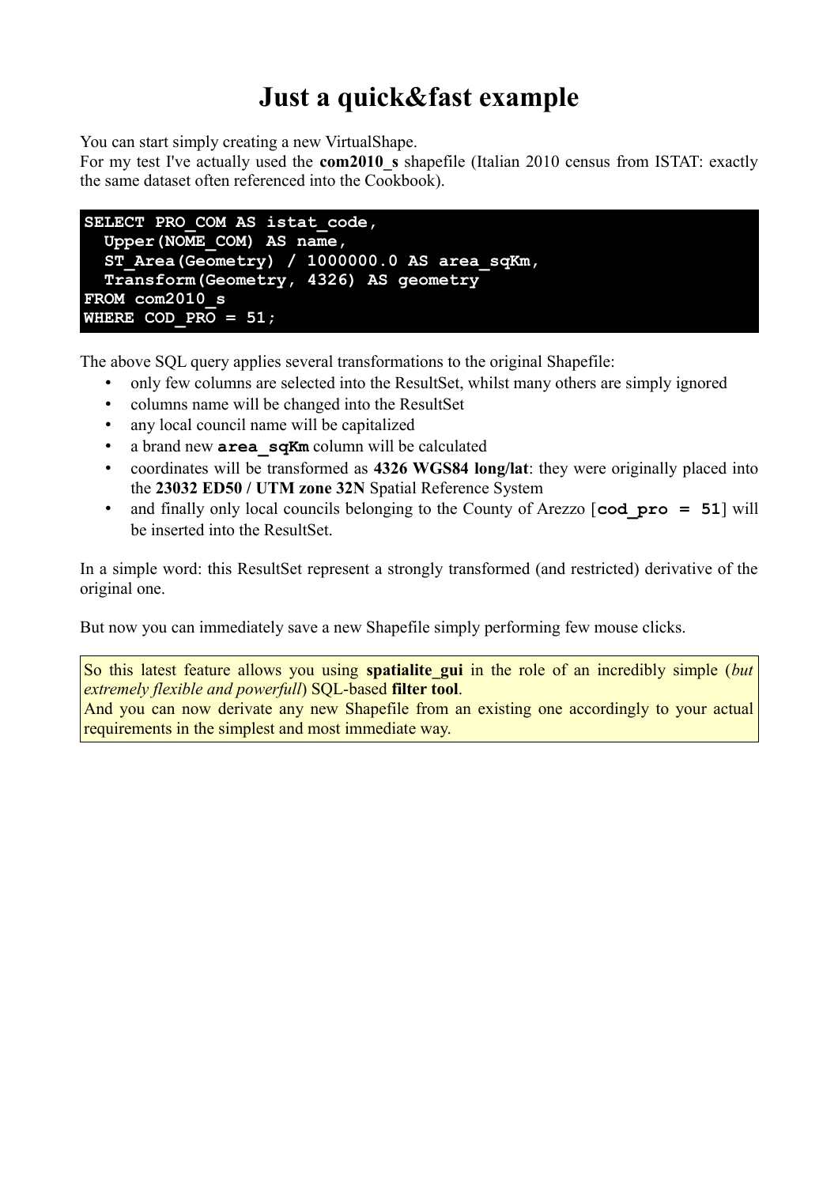# Just a quick&fast example

You can start simply creating a new VirtualShape.
For my test I've actually used the **com2010_s** shapefile (Italian 2010 census from ISTAT: exactly the same dataset often referenced into the Cookbook).

```
SELECT PRO_COM AS istat_code,
  Upper(NOME_COM) AS name,
  ST_Area(Geometry) / 1000000.0 AS area_sqKm,
  Transform(Geometry, 4326) AS geometry
FROM com2010_s
WHERE COD_PRO = 51;
```

The above SQL query applies several transformations to the original Shapefile:

- only few columns are selected into the ResultSet, whilst many others are simply ignored
- columns name will be changed into the ResultSet
- any local council name will be capitalized
- a brand new **`area_sqKm`** column will be calculated
- coordinates will be transformed as **4326 WGS84 long/lat**: they were originally placed into the **23032 ED50 / UTM zone 32N** Spatial Reference System
- and finally only local councils belonging to the County of Arezzo [**`cod_pro = 51`**] will be inserted into the ResultSet.

In a simple word: this ResultSet represent a strongly transformed (and restricted) derivative of the original one.

But now you can immediately save a new Shapefile simply performing few mouse clicks.

So this latest feature allows you using **spatialite_gui** in the role of an incredibly simple (*but extremely flexible and powerfull*) SQL-based **filter tool**.
And you can now derivate any new Shapefile from an existing one accordingly to your actual requirements in the simplest and most immediate way.